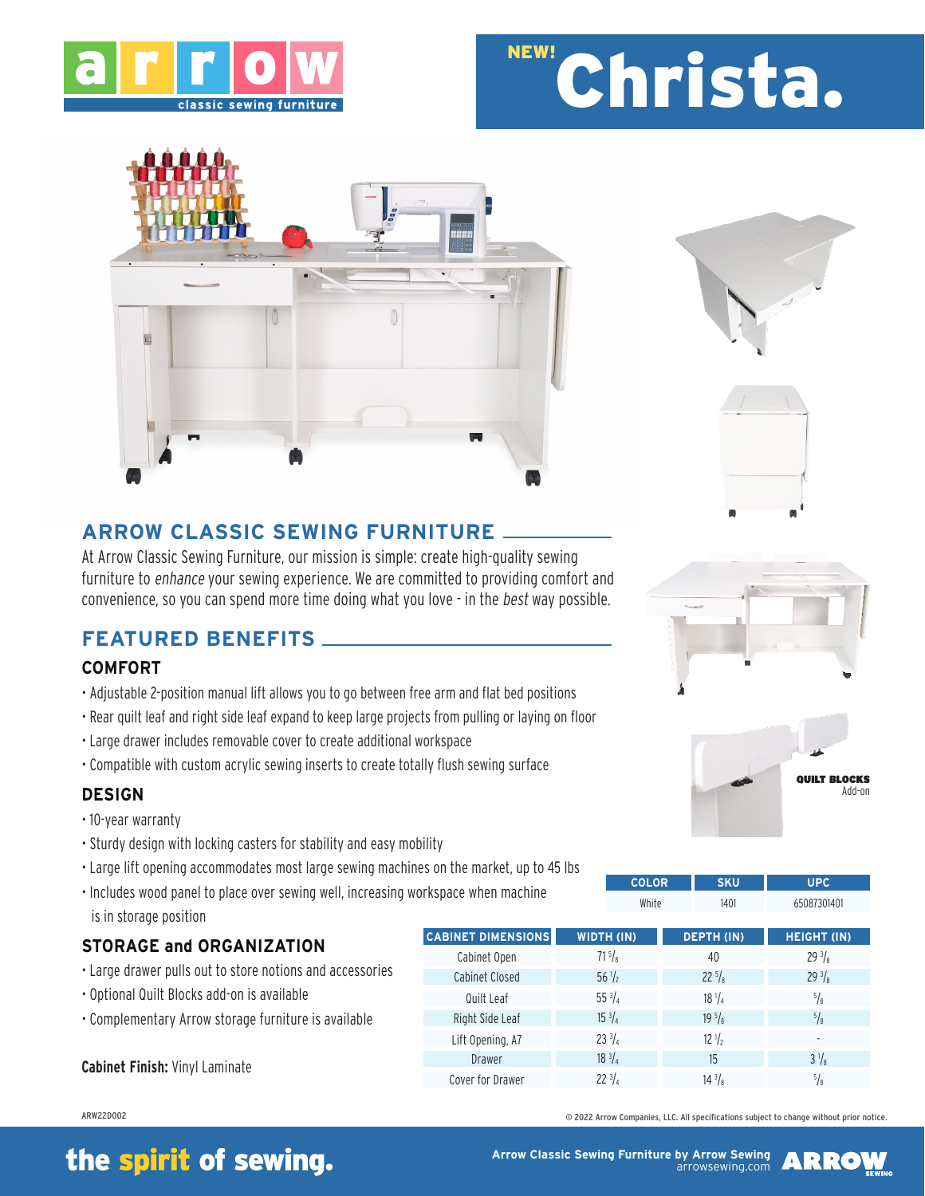arrow classic sewing furniture

# NEW! Christa.

QUILT BLOCKS
Add-on

## ARROW CLASSIC SEWING FURNITURE

At Arrow Classic Sewing Furniture, our mission is simple: create high-quality sewing furniture to *enhance* your sewing experience. We are committed to providing comfort and convenience, so you can spend more time doing what you love - in the *best* way possible.

## FEATURED BENEFITS

### COMFORT

- Adjustable 2-position manual lift allows you to go between free arm and flat bed positions
- Rear quilt leaf and right side leaf expand to keep large projects from pulling or laying on floor
- Large drawer includes removable cover to create additional workspace
- Compatible with custom acrylic sewing inserts to create totally flush sewing surface

### DESIGN

- 10-year warranty
- Sturdy design with locking casters for stability and easy mobility
- Large lift opening accommodates most large sewing machines on the market, up to 45 lbs
- Includes wood panel to place over sewing well, increasing workspace when machine is in storage position

### STORAGE and ORGANIZATION

- Large drawer pulls out to store notions and accessories
- Optional Quilt Blocks add-on is available
- Complementary Arrow storage furniture is available

**Cabinet Finish:** Vinyl Laminate

| COLOR | SKU | UPC |
|---|---|---|
| White | 1401 | 65087301401 |

| CABINET DIMENSIONS | WIDTH (IN) | DEPTH (IN) | HEIGHT (IN) |
|---|---|---|---|
| Cabinet Open | 71 5/8 | 40 | 29 3/8 |
| Cabinet Closed | 56 1/2 | 22 5/8 | 29 3/8 |
| Quilt Leaf | 55 3/4 | 18 1/4 | 5/8 |
| Right Side Leaf | 15 3/4 | 19 5/8 | 5/8 |
| Lift Opening, A7 | 23 3/4 | 12 1/2 | - |
| Drawer | 18 3/4 | 15 | 3 1/8 |
| Cover for Drawer | 22 3/4 | 14 3/8 | 5/8 |

ARW22D002

© 2022 Arrow Companies, LLC. All specifications subject to change without prior notice.

the spirit of sewing.

Arrow Classic Sewing Furniture by Arrow Sewing
arrowsewing.com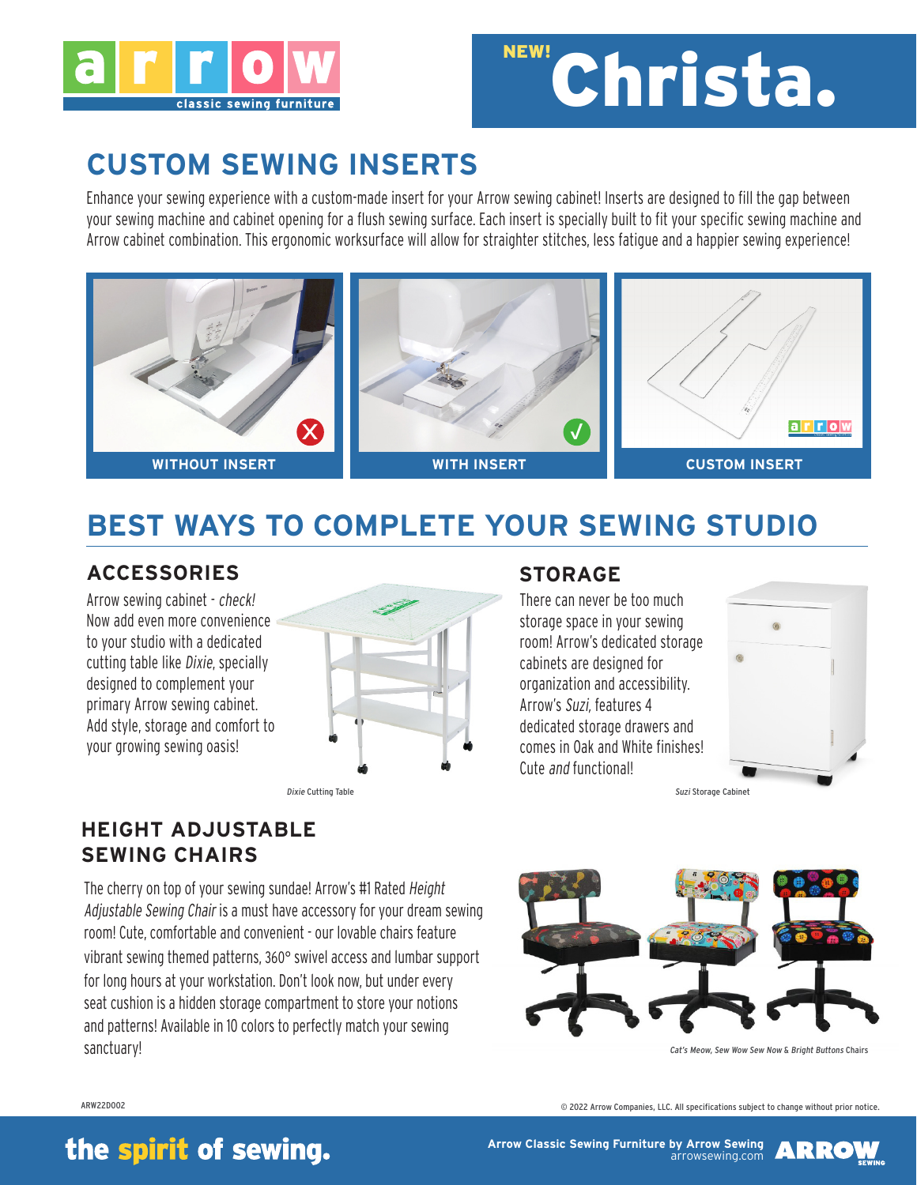NEW! **Christa.**

## CUSTOM SEWING INSERTS

Enhance your sewing experience with a custom-made insert for your Arrow sewing cabinet! Inserts are designed to fill the gap between your sewing machine and cabinet opening for a flush sewing surface. Each insert is specially built to fit your specific sewing machine and Arrow cabinet combination. This ergonomic worksurface will allow for straighter stitches, less fatigue and a happier sewing experience!

WITHOUT INSERT

WITH INSERT

CUSTOM INSERT

## BEST WAYS TO COMPLETE YOUR SEWING STUDIO

### ACCESSORIES

Arrow sewing cabinet - *check!* Now add even more convenience to your studio with a dedicated cutting table like *Dixie*, specially designed to complement your primary Arrow sewing cabinet. Add style, storage and comfort to your growing sewing oasis!

*Dixie* Cutting Table

### STORAGE

There can never be too much storage space in your sewing room! Arrow's dedicated storage cabinets are designed for organization and accessibility. Arrow's *Suzi*, features 4 dedicated storage drawers and comes in Oak and White finishes! Cute *and* functional!

*Suzi* Storage Cabinet

### HEIGHT ADJUSTABLE SEWING CHAIRS

The cherry on top of your sewing sundae! Arrow's #1 Rated *Height Adjustable Sewing Chair* is a must have accessory for your dream sewing room! Cute, comfortable and convenient - our lovable chairs feature vibrant sewing themed patterns, 360° swivel access and lumbar support for long hours at your workstation. Don't look now, but under every seat cushion is a hidden storage compartment to store your notions and patterns! Available in 10 colors to perfectly match your sewing sanctuary!

*Cat's Meow, Sew Wow Sew Now & Bright Buttons* Chairs

ARW22D002

© 2022 Arrow Companies, LLC. All specifications subject to change without prior notice.

**the spirit of sewing.**

Arrow Classic Sewing Furniture by Arrow Sewing
arrowsewing.com